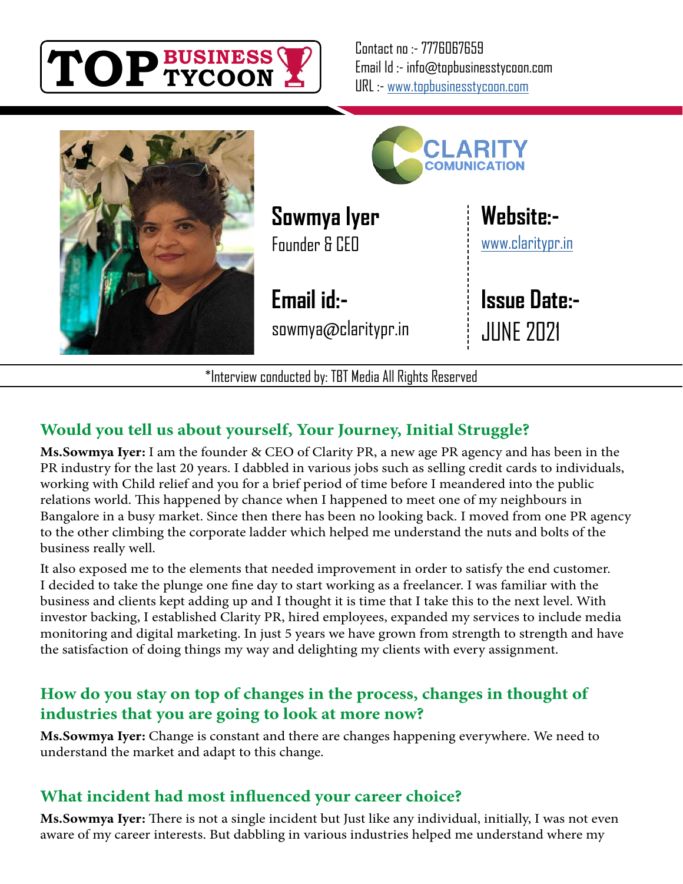TOP BUSINESS TYCOON

Contact no :- 7776067659
Email Id :- info@topbusinesstycoon.com
URL :- www.topbusinesstycoon.com

CLARITY COMUNICATION

**Sowmya Iyer**
Founder & CEO

**Email id:-**
sowmya@claritypr.in

**Website:-**
www.claritypr.in

**Issue Date:-**
JUNE 2021

*Interview conducted by: TBT Media All Rights Reserved

## Would you tell us about yourself, Your Journey, Initial Struggle?

**Ms.Sowmya Iyer:** I am the founder & CEO of Clarity PR, a new age PR agency and has been in the PR industry for the last 20 years. I dabbled in various jobs such as selling credit cards to individuals, working with Child relief and you for a brief period of time before I meandered into the public relations world. This happened by chance when I happened to meet one of my neighbours in Bangalore in a busy market. Since then there has been no looking back. I moved from one PR agency to the other climbing the corporate ladder which helped me understand the nuts and bolts of the business really well.

It also exposed me to the elements that needed improvement in order to satisfy the end customer. I decided to take the plunge one fine day to start working as a freelancer. I was familiar with the business and clients kept adding up and I thought it is time that I take this to the next level. With investor backing, I established Clarity PR, hired employees, expanded my services to include media monitoring and digital marketing. In just 5 years we have grown from strength to strength and have the satisfaction of doing things my way and delighting my clients with every assignment.

## How do you stay on top of changes in the process, changes in thought of industries that you are going to look at more now?

**Ms.Sowmya Iyer:** Change is constant and there are changes happening everywhere. We need to understand the market and adapt to this change.

## What incident had most influenced your career choice?

**Ms.Sowmya Iyer:** There is not a single incident but Just like any individual, initially, I was not even aware of my career interests. But dabbling in various industries helped me understand where my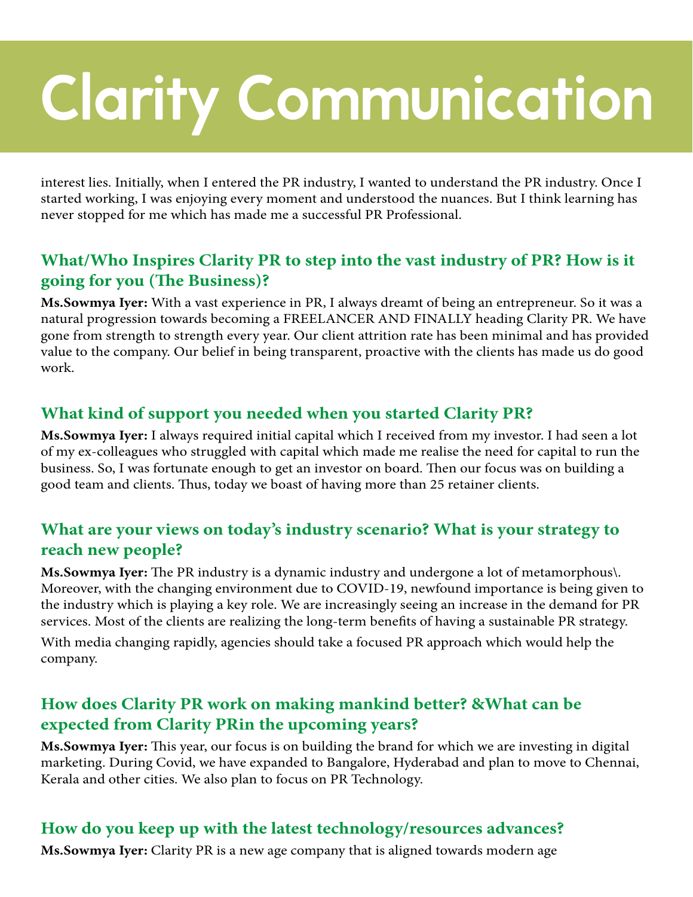# Clarity Communication

interest lies. Initially, when I entered the PR industry, I wanted to understand the PR industry. Once I started working, I was enjoying every moment and understood the nuances. But I think learning has never stopped for me which has made me a successful PR Professional.

## What/Who Inspires Clarity PR to step into the vast industry of PR? How is it going for you (The Business)?

**Ms.Sowmya Iyer:** With a vast experience in PR, I always dreamt of being an entrepreneur. So it was a natural progression towards becoming a FREELANCER AND FINALLY heading Clarity PR. We have gone from strength to strength every year. Our client attrition rate has been minimal and has provided value to the company. Our belief in being transparent, proactive with the clients has made us do good work.

## What kind of support you needed when you started Clarity PR?

**Ms.Sowmya Iyer:** I always required initial capital which I received from my investor. I had seen a lot of my ex-colleagues who struggled with capital which made me realise the need for capital to run the business. So, I was fortunate enough to get an investor on board. Then our focus was on building a good team and clients. Thus, today we boast of having more than 25 retainer clients.

## What are your views on today's industry scenario? What is your strategy to reach new people?

**Ms.Sowmya Iyer:** The PR industry is a dynamic industry and undergone a lot of metamorphous\. Moreover, with the changing environment due to COVID-19, newfound importance is being given to the industry which is playing a key role. We are increasingly seeing an increase in the demand for PR services. Most of the clients are realizing the long-term benefits of having a sustainable PR strategy.

With media changing rapidly, agencies should take a focused PR approach which would help the company.

## How does Clarity PR work on making mankind better? &What can be expected from Clarity PRin the upcoming years?

**Ms.Sowmya Iyer:** This year, our focus is on building the brand for which we are investing in digital marketing. During Covid, we have expanded to Bangalore, Hyderabad and plan to move to Chennai, Kerala and other cities. We also plan to focus on PR Technology.

## How do you keep up with the latest technology/resources advances?

**Ms.Sowmya Iyer:** Clarity PR is a new age company that is aligned towards modern age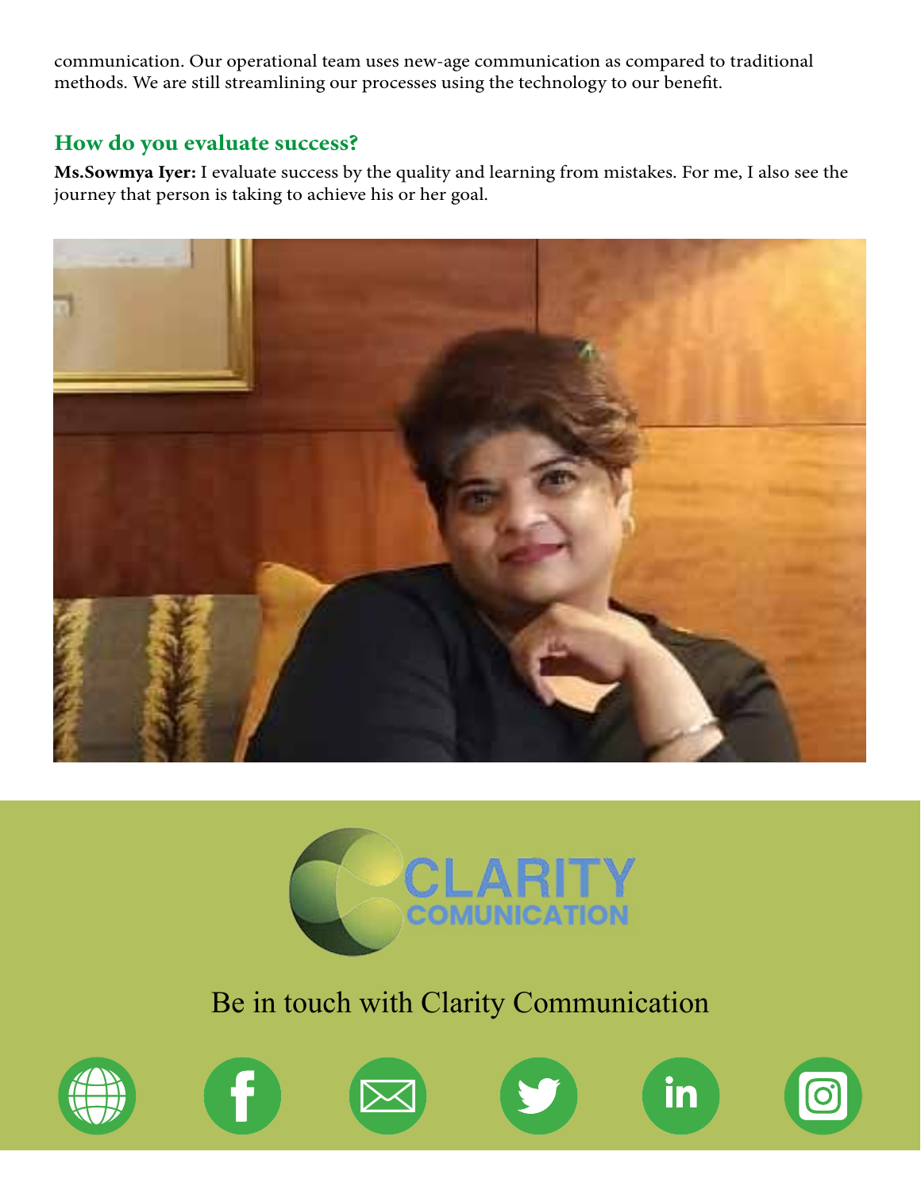communication. Our operational team uses new-age communication as compared to traditional methods. We are still streamlining our processes using the technology to our benefit.

### How do you evaluate success?

**Ms.Sowmya Iyer:** I evaluate success by the quality and learning from mistakes. For me, I also see the journey that person is taking to achieve his or her goal.

CLARITY COMUNICATION

Be in touch with Clarity Communication